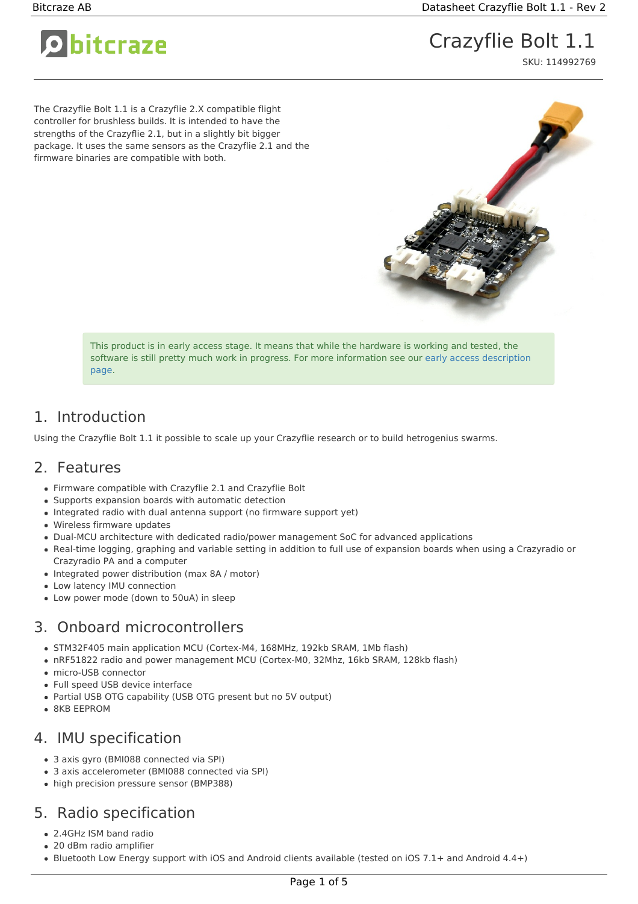# Crazyflie Bolt 1.1

SKU: 114992769

The Crazyflie Bolt 1.1 is a Crazyflie 2.X compatible flight controller for brushless builds. It is intended to have the strengths of the Crazyflie 2.1, but in a slightly bit bigger package. It uses the same sensors as the Crazyflie 2.1 and the firmware binaries are compatible with both.

> This product is in early access stage. It means that while the hardware is working and tested, the software is still pretty much work in progress. For more information see our early access description page.

## 1. Introduction

Using the Crazyflie Bolt 1.1 it possible to scale up your Crazyflie research or to build hetrogenius swarms.

## 2. Features

- Firmware compatible with Crazyflie 2.1 and Crazyflie Bolt
- Supports expansion boards with automatic detection
- Integrated radio with dual antenna support (no firmware support yet)
- Wireless firmware updates
- Dual-MCU architecture with dedicated radio/power management SoC for advanced applications
- Real-time logging, graphing and variable setting in addition to full use of expansion boards when using a Crazyradio or Crazyradio PA and a computer
- Integrated power distribution (max 8A / motor)
- Low latency IMU connection
- Low power mode (down to 50uA) in sleep

## 3. Onboard microcontrollers

- STM32F405 main application MCU (Cortex-M4, 168MHz, 192kb SRAM, 1Mb flash)
- nRF51822 radio and power management MCU (Cortex-M0, 32Mhz, 16kb SRAM, 128kb flash)
- micro-USB connector
- Full speed USB device interface
- Partial USB OTG capability (USB OTG present but no 5V output)
- 8KB EEPROM

## 4. IMU specification

- 3 axis gyro (BMI088 connected via SPI)
- 3 axis accelerometer (BMI088 connected via SPI)
- high precision pressure sensor (BMP388)

## 5. Radio specification

- 2.4GHz ISM band radio
- 20 dBm radio amplifier
- Bluetooth Low Energy support with iOS and Android clients available (tested on iOS 7.1+ and Android 4.4+)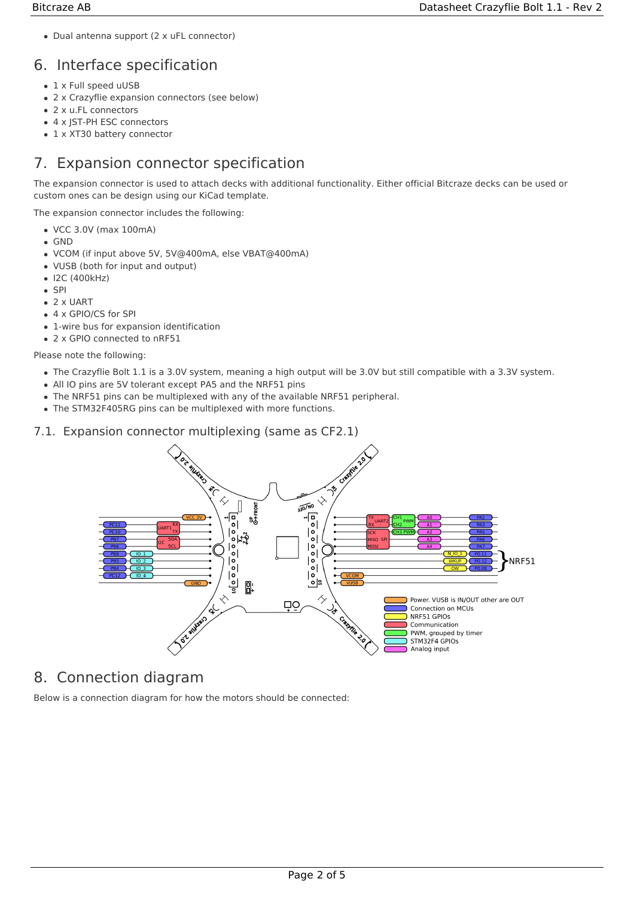- Dual antenna support (2 x uFL connector)

## 6. Interface specification

- 1 x Full speed uUSB
- 2 x Crazyflie expansion connectors (see below)
- 2 x u.FL connectors
- 4 x JST-PH ESC connectors
- 1 x XT30 battery connector

## 7. Expansion connector specification

The expansion connector is used to attach decks with additional functionality. Either official Bitcraze decks can be used or custom ones can be design using our KiCad template.

The expansion connector includes the following:

- VCC 3.0V (max 100mA)
- GND
- VCOM (if input above 5V, 5V@400mA, else VBAT@400mA)
- VUSB (both for input and output)
- I2C (400kHz)
- SPI
- 2 x UART
- 4 x GPIO/CS for SPI
- 1-wire bus for expansion identification
- 2 x GPIO connected to nRF51

Please note the following:

- The Crazyflie Bolt 1.1 is a 3.0V system, meaning a high output will be 3.0V but still compatible with a 3.3V system.
- All IO pins are 5V tolerant except PA5 and the NRF51 pins
- The NRF51 pins can be multiplexed with any of the available NRF51 peripheral.
- The STM32F405RG pins can be multiplexed with more functions.

### 7.1. Expansion connector multiplexing (same as CF2.1)

## 8. Connection diagram

Below is a connection diagram for how the motors should be connected: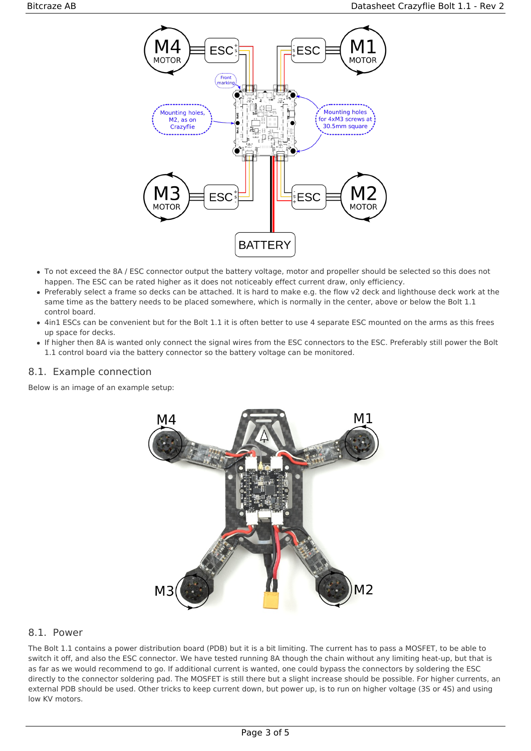- To not exceed the 8A / ESC connector output the battery voltage, motor and propeller should be selected so this does not happen. The ESC can be rated higher as it does not noticeably effect current draw, only efficiency.
- Preferably select a frame so decks can be attached. It is hard to make e.g. the flow v2 deck and lighthouse deck work at the same time as the battery needs to be placed somewhere, which is normally in the center, above or below the Bolt 1.1 control board.
- 4in1 ESCs can be convenient but for the Bolt 1.1 it is often better to use 4 separate ESC mounted on the arms as this frees up space for decks.
- If higher then 8A is wanted only connect the signal wires from the ESC connectors to the ESC. Preferably still power the Bolt 1.1 control board via the battery connector so the battery voltage can be monitored.

## 8.1. Example connection

Below is an image of an example setup:

## 8.1. Power

The Bolt 1.1 contains a power distribution board (PDB) but it is a bit limiting. The current has to pass a MOSFET, to be able to switch it off, and also the ESC connector. We have tested running 8A though the chain without any limiting heat-up, but that is as far as we would recommend to go. If additional current is wanted, one could bypass the connectors by soldering the ESC directly to the connector soldering pad. The MOSFET is still there but a slight increase should be possible. For higher currents, an external PDB should be used. Other tricks to keep current down, but power up, is to run on higher voltage (3S or 4S) and using low KV motors.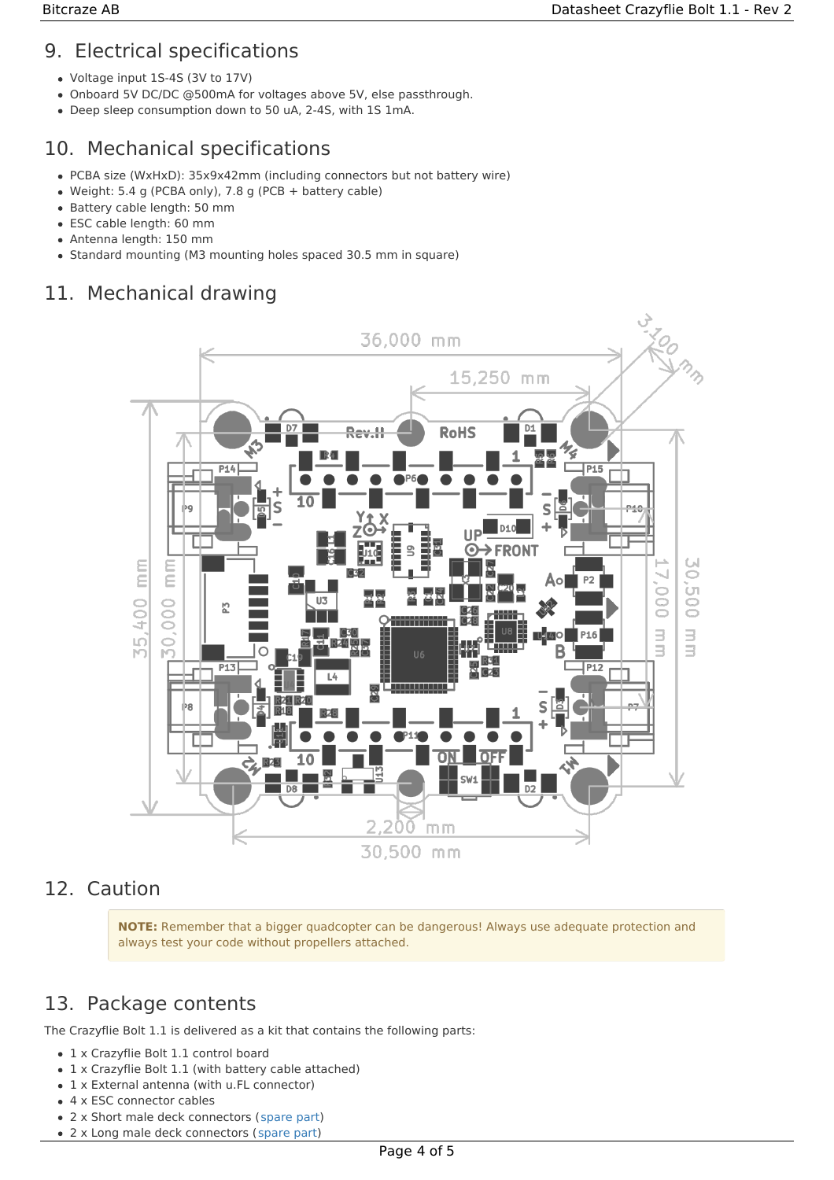## 9. Electrical specifications

- Voltage input 1S-4S (3V to 17V)
- Onboard 5V DC/DC @500mA for voltages above 5V, else passthrough.
- Deep sleep consumption down to 50 uA, 2-4S, with 1S 1mA.

## 10. Mechanical specifications

- PCBA size (WxHxD): 35x9x42mm (including connectors but not battery wire)
- Weight: 5.4 g (PCBA only), 7.8 g (PCB + battery cable)
- Battery cable length: 50 mm
- ESC cable length: 60 mm
- Antenna length: 150 mm
- Standard mounting (M3 mounting holes spaced 30.5 mm in square)

## 11. Mechanical drawing

## 12. Caution

> **NOTE:** Remember that a bigger quadcopter can be dangerous! Always use adequate protection and always test your code without propellers attached.

## 13. Package contents

The Crazyflie Bolt 1.1 is delivered as a kit that contains the following parts:

- 1 x Crazyflie Bolt 1.1 control board
- 1 x Crazyflie Bolt 1.1 (with battery cable attached)
- 1 x External antenna (with u.FL connector)
- 4 x ESC connector cables
- 2 x Short male deck connectors (spare part)
- 2 x Long male deck connectors (spare part)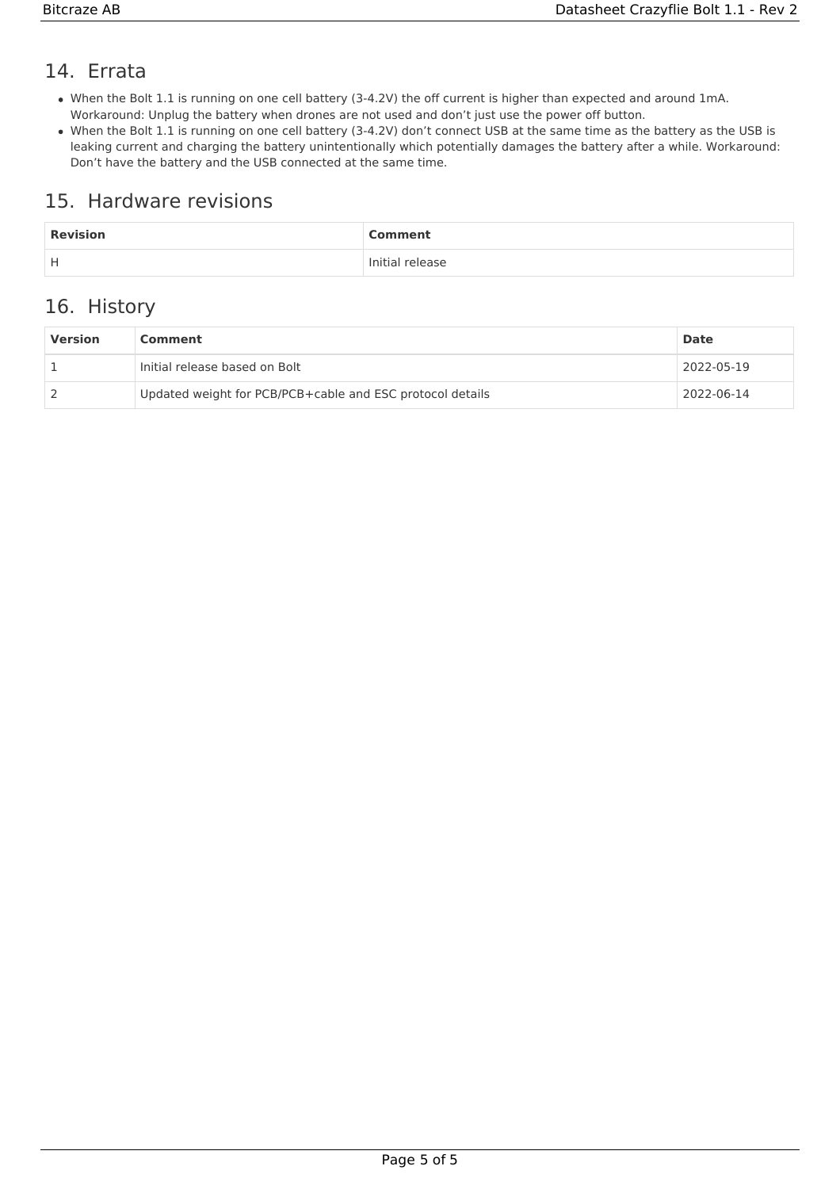## 14. Errata

- When the Bolt 1.1 is running on one cell battery (3-4.2V) the off current is higher than expected and around 1mA. Workaround: Unplug the battery when drones are not used and don't just use the power off button.
- When the Bolt 1.1 is running on one cell battery (3-4.2V) don't connect USB at the same time as the battery as the USB is leaking current and charging the battery unintentionally which potentially damages the battery after a while. Workaround: Don't have the battery and the USB connected at the same time.

## 15. Hardware revisions

| Revision | Comment |
|---|---|
| H | Initial release |

## 16. History

| Version | Comment | Date |
|---|---|---|
| 1 | Initial release based on Bolt | 2022-05-19 |
| 2 | Updated weight for PCB/PCB+cable and ESC protocol details | 2022-06-14 |